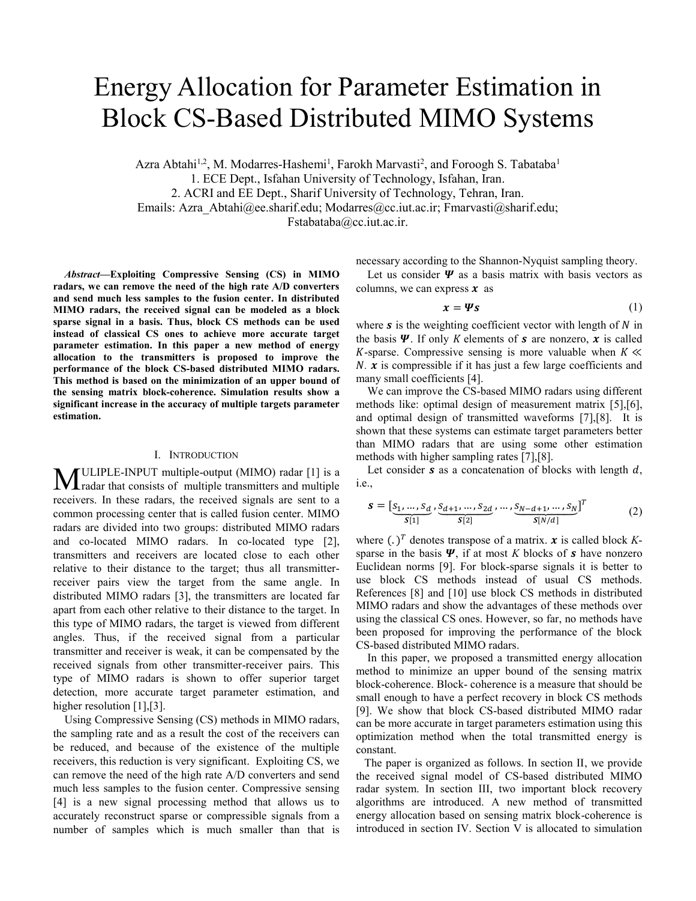# Energy Allocation for Parameter Estimation in Block CS-Based Distributed MIMO Systems

Azra Abtahi[1,2], M. Modarres-Hashemi[1], Farokh Marvasti[2], and Foroogh S. Tabataba[1]

1. ECE Dept., Isfahan University of Technology, Isfahan, Iran.
2. ACRI and EE Dept., Sharif University of Technology, Tehran, Iran.

Emails: Azra_Abtahi@ee.sharif.edu; Modarres@cc.iut.ac.ir; Fmarvasti@sharif.edu; Fstabataba@cc.iut.ac.ir.

***Abstract*—Exploiting Compressive Sensing (CS) in MIMO radars, we can remove the need of the high rate A/D converters and send much less samples to the fusion center. In distributed MIMO radars, the received signal can be modeled as a block sparse signal in a basis. Thus, block CS methods can be used instead of classical CS ones to achieve more accurate target parameter estimation. In this paper a new method of energy allocation to the transmitters is proposed to improve the performance of the block CS-based distributed MIMO radars. This method is based on the minimization of an upper bound of the sensing matrix block-coherence. Simulation results show a significant increase in the accuracy of multiple targets parameter estimation.**

## I. Introduction

MULIPLE-INPUT multiple-output (MIMO) radar [1] is a radar that consists of multiple transmitters and multiple receivers. In these radars, the received signals are sent to a common processing center that is called fusion center. MIMO radars are divided into two groups: distributed MIMO radars and co-located MIMO radars. In co-located type [2], transmitters and receivers are located close to each other relative to their distance to the target; thus all transmitter-receiver pairs view the target from the same angle. In distributed MIMO radars [3], the transmitters are located far apart from each other relative to their distance to the target. In this type of MIMO radars, the target is viewed from different angles. Thus, if the received signal from a particular transmitter and receiver is weak, it can be compensated by the received signals from other transmitter-receiver pairs. This type of MIMO radars is shown to offer superior target detection, more accurate target parameter estimation, and higher resolution [1],[3].

Using Compressive Sensing (CS) methods in MIMO radars, the sampling rate and as a result the cost of the receivers can be reduced, and because of the existence of the multiple receivers, this reduction is very significant. Exploiting CS, we can remove the need of the high rate A/D converters and send much less samples to the fusion center. Compressive sensing [4] is a new signal processing method that allows us to accurately reconstruct sparse or compressible signals from a number of samples which is much smaller than that is necessary according to the Shannon-Nyquist sampling theory.

Let us consider $\boldsymbol{\Psi}$ as a basis matrix with basis vectors as columns, we can express $\boldsymbol{x}$ as

$$\boldsymbol{x} = \boldsymbol{\Psi}\boldsymbol{s} \tag{1}$$

where $\boldsymbol{s}$ is the weighting coefficient vector with length of $N$ in the basis $\boldsymbol{\Psi}$. If only $K$ elements of $\boldsymbol{s}$ are nonzero, $\boldsymbol{x}$ is called $K$-sparse. Compressive sensing is more valuable when $K \ll N$. $\boldsymbol{x}$ is compressible if it has just a few large coefficients and many small coefficients [4].

We can improve the CS-based MIMO radars using different methods like: optimal design of measurement matrix [5],[6], and optimal design of transmitted waveforms [7],[8]. It is shown that these systems can estimate target parameters better than MIMO radars that are using some other estimation methods with higher sampling rates [7],[8].

Let consider $\boldsymbol{s}$ as a concatenation of blocks with length $d$, i.e.,

$$\boldsymbol{s} = [\underbrace{s_1, \dots, s_d}_{\boldsymbol{s}[1]}, \underbrace{s_{d+1}, \dots, s_{2d}}_{\boldsymbol{s}[2]}, \dots, \underbrace{s_{N-d+1}, \dots, s_N}_{\boldsymbol{s}[N/d]}]^T \tag{2}$$

where $(.)^T$ denotes transpose of a matrix. $\boldsymbol{x}$ is called block $K$-sparse in the basis $\boldsymbol{\Psi}$, if at most $K$ blocks of $\boldsymbol{s}$ have nonzero Euclidean norms [9]. For block-sparse signals it is better to use block CS methods instead of usual CS methods. References [8] and [10] use block CS methods in distributed MIMO radars and show the advantages of these methods over using the classical CS ones. However, so far, no methods have been proposed for improving the performance of the block CS-based distributed MIMO radars.

In this paper, we proposed a transmitted energy allocation method to minimize an upper bound of the sensing matrix block-coherence. Block- coherence is a measure that should be small enough to have a perfect recovery in block CS methods [9]. We show that block CS-based distributed MIMO radar can be more accurate in target parameters estimation using this optimization method when the total transmitted energy is constant.

The paper is organized as follows. In section II, we provide the received signal model of CS-based distributed MIMO radar system. In section III, two important block recovery algorithms are introduced. A new method of transmitted energy allocation based on sensing matrix block-coherence is introduced in section IV. Section V is allocated to simulation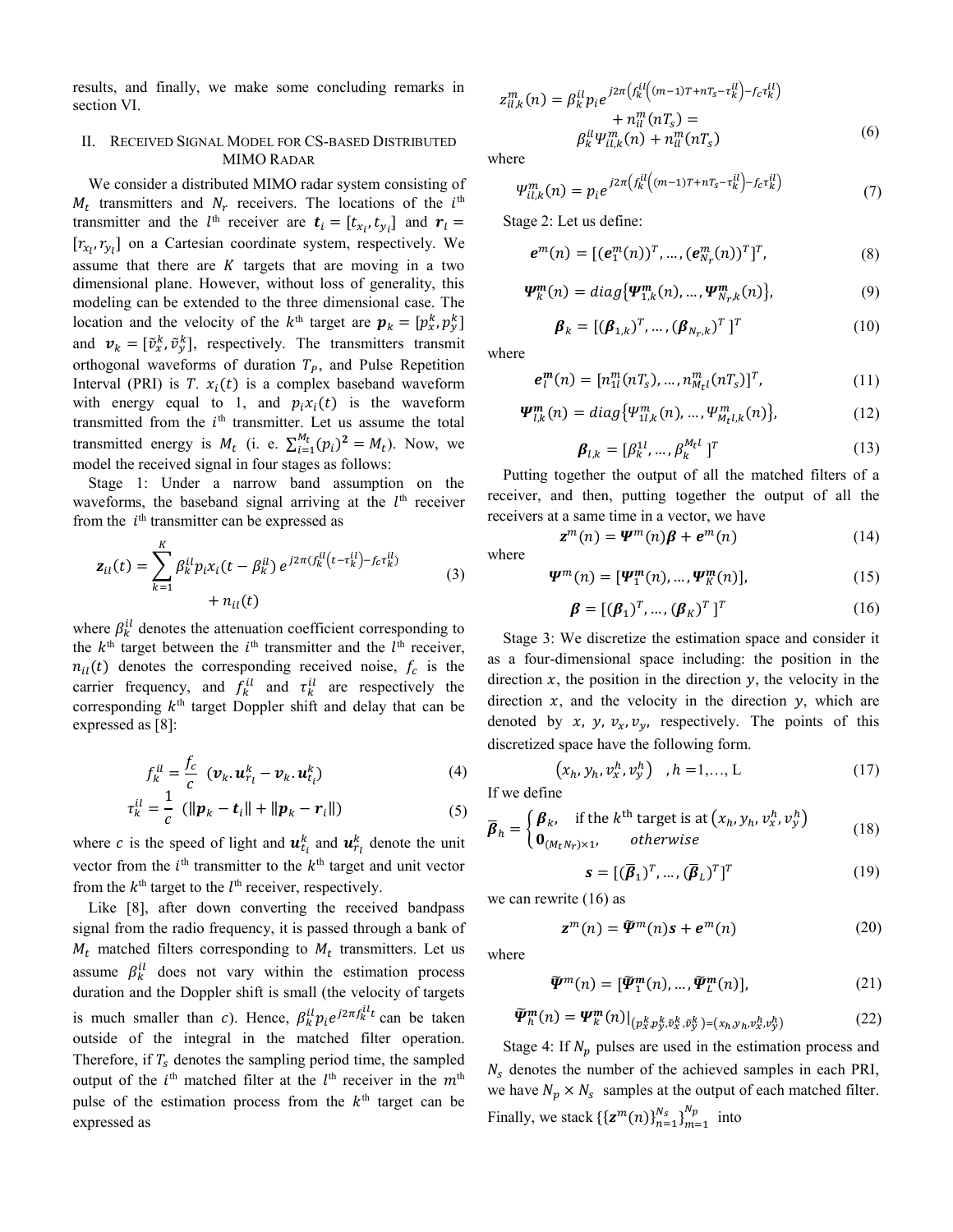results, and finally, we make some concluding remarks in section VI.

## II. Received Signal Model for CS-based Distributed MIMO Radar

We consider a distributed MIMO radar system consisting of $M_t$ transmitters and $N_r$ receivers. The locations of the $i^{\text{th}}$ transmitter and the $l^{\text{th}}$ receiver are $\boldsymbol{t}_i = [t_{x_i}, t_{y_i}]$ and $\boldsymbol{r}_l = [r_{x_l}, r_{y_l}]$ on a Cartesian coordinate system, respectively. We assume that there are $K$ targets that are moving in a two dimensional plane. However, without loss of generality, this modeling can be extended to the three dimensional case. The location and the velocity of the $k^{\text{th}}$ target are $\boldsymbol{p}_k = [p_x^k, p_y^k]$ and $\boldsymbol{v}_k = [\tilde{v}_x^k, \tilde{v}_y^k]$, respectively. The transmitters transmit orthogonal waveforms of duration $T_P$, and Pulse Repetition Interval (PRI) is $T$. $x_i(t)$ is a complex baseband waveform with energy equal to 1, and $p_i x_i(t)$ is the waveform transmitted from the $i^{\text{th}}$ transmitter. Let us assume the total transmitted energy is $M_t$ (i. e. $\sum_{i=1}^{M_t}(p_i)^2 = M_t$). Now, we model the received signal in four stages as follows:

Stage 1: Under a narrow band assumption on the waveforms, the baseband signal arriving at the $l^{\text{th}}$ receiver from the $i^{\text{th}}$ transmitter can be expressed as

$$\boldsymbol{z}_{il}(t) = \sum_{k=1}^{K} \beta_k^{il} p_i x_i(t - \beta_k^{il})\, e^{j2\pi\left(f_k^{il}\left(t - \tau_k^{il}\right) - f_c \tau_k^{il}\right)} + n_{il}(t) \tag{3}$$

where $\beta_k^{il}$ denotes the attenuation coefficient corresponding to the $k^{\text{th}}$ target between the $i^{\text{th}}$ transmitter and the $l^{\text{th}}$ receiver, $n_{il}(t)$ denotes the corresponding received noise, $f_c$ is the carrier frequency, and $f_k^{il}$ and $\tau_k^{il}$ are respectively the corresponding $k^{\text{th}}$ target Doppler shift and delay that can be expressed as [8]:

$$f_k^{il} = \frac{f_c}{c}\ (\boldsymbol{v}_k.\boldsymbol{u}_{r_l}^k - \boldsymbol{v}_k.\boldsymbol{u}_{t_i}^k) \tag{4}$$

$$\tau_k^{il} = \frac{1}{c}\ (\|\boldsymbol{p}_k - \boldsymbol{t}_i\| + \|\boldsymbol{p}_k - \boldsymbol{r}_i\|) \tag{5}$$

where $c$ is the speed of light and $\boldsymbol{u}_{t_i}^k$ and $\boldsymbol{u}_{r_l}^k$ denote the unit vector from the $i^{\text{th}}$ transmitter to the $k^{\text{th}}$ target and unit vector from the $k^{\text{th}}$ target to the $l^{\text{th}}$ receiver, respectively.

Like [8], after down converting the received bandpass signal from the radio frequency, it is passed through a bank of $M_t$ matched filters corresponding to $M_t$ transmitters. Let us assume $\beta_k^{il}$ does not vary within the estimation process duration and the Doppler shift is small (the velocity of targets is much smaller than $c$). Hence, $\beta_k^{il} p_i e^{j2\pi f_k^{il} t}$ can be taken outside of the integral in the matched filter operation. Therefore, if $T_s$ denotes the sampling period time, the sampled output of the $i^{\text{th}}$ matched filter at the $l^{\text{th}}$ receiver in the $m^{\text{th}}$ pulse of the estimation process from the $k^{\text{th}}$ target can be expressed as

$$z_{il,k}^m(n) = \beta_k^{il} p_i e^{j2\pi\left(f_k^{il}\left((m-1)T + nT_s - \tau_k^{il}\right) - f_c \tau_k^{il}\right)} + n_{il}^m(nT_s) = \beta_k^{il} \Psi_{il,k}^m(n) + n_{il}^m(nT_s) \tag{6}$$

where

$$\Psi_{il,k}^m(n) = p_i e^{j2\pi\left(f_k^{il}\left((m-1)T + nT_s - \tau_k^{il}\right) - f_c \tau_k^{il}\right)} \tag{7}$$

Stage 2: Let us define:

$$\boldsymbol{e}^m(n) = [(\boldsymbol{e}_1^m(n))^T, \ldots, (\boldsymbol{e}_{N_r}^m(n))^T]^T, \tag{8}$$

$$\boldsymbol{\Psi}_k^{\boldsymbol{m}}(n) = diag\{\boldsymbol{\Psi}_{1,k}^{\boldsymbol{m}}(n), \ldots, \boldsymbol{\Psi}_{N_r,k}^{\boldsymbol{m}}(n)\}, \tag{9}$$

$$\boldsymbol{\beta}_k = [(\boldsymbol{\beta}_{1,k})^T, \ldots, (\boldsymbol{\beta}_{N_r,k})^T\,]^T \tag{10}$$

where

$$\boldsymbol{e}_l^{\boldsymbol{m}}(n) = [n_{1l}^m(nT_s), \ldots, n_{M_t l}^m(nT_s)]^T, \tag{11}$$

$$\boldsymbol{\Psi}_{l,k}^{\boldsymbol{m}}(n) = diag\{\Psi_{1l,k}^m(n), \ldots, \Psi_{M_t l,k}^m(n)\}, \tag{12}$$

$$\boldsymbol{\beta}_{l,k} = [\beta_k^{1l}, \ldots, \beta_k^{M_t l}\,]^T \tag{13}$$

Putting together the output of all the matched filters of a receiver, and then, putting together the output of all the receivers at a same time in a vector, we have

$$\boldsymbol{z}^m(n) = \boldsymbol{\Psi}^m(n)\boldsymbol{\beta} + \boldsymbol{e}^m(n) \tag{14}$$

where

$$\boldsymbol{\Psi}^m(n) = [\boldsymbol{\Psi}_1^{\boldsymbol{m}}(n), \ldots, \boldsymbol{\Psi}_K^{\boldsymbol{m}}(n)], \tag{15}$$

$$\boldsymbol{\beta} = [(\boldsymbol{\beta}_1)^T, \ldots, (\boldsymbol{\beta}_K)^T\,]^T \tag{16}$$

Stage 3: We discretize the estimation space and consider it as a four-dimensional space including: the position in the direction $x$, the position in the direction $y$, the velocity in the direction $x$, and the velocity in the direction $y$, which are denoted by $x$, $y$, $v_x, v_y$, respectively. The points of this discretized space have the following form.

$$\left(x_h, y_h, v_x^h, v_y^h\right) \quad , h = 1, \ldots, \mathrm{L} \tag{17}$$

If we define

$$\overline{\boldsymbol{\beta}}_h = \begin{cases} \boldsymbol{\beta}_k, & \text{if the } k^{\text{th}} \text{ target is at } \left(x_h, y_h, v_x^h, v_y^h\right) \\ \boldsymbol{0}_{(M_t N_r)\times 1}, & otherwise \end{cases} \tag{18}$$

$$\boldsymbol{s} = [(\overline{\boldsymbol{\beta}}_1)^T, \ldots, (\overline{\boldsymbol{\beta}}_L)^T]^T \tag{19}$$

we can rewrite (16) as

$$\boldsymbol{z}^m(n) = \widetilde{\boldsymbol{\Psi}}^m(n)\boldsymbol{s} + \boldsymbol{e}^m(n) \tag{20}$$

where

$$\widetilde{\boldsymbol{\Psi}}^m(n) = [\widetilde{\boldsymbol{\Psi}}_1^{\boldsymbol{m}}(n), \ldots, \widetilde{\boldsymbol{\Psi}}_L^{\boldsymbol{m}}(n)], \tag{21}$$

$$\widetilde{\boldsymbol{\Psi}}_h^{\boldsymbol{m}}(n) = \boldsymbol{\Psi}_k^{\boldsymbol{m}}(n)\big|_{\left(p_x^k, p_y^k, \tilde{v}_x^k, \tilde{v}_y^k\right) = \left(x_h, y_h, v_x^h, v_y^h\right)} \tag{22}$$

Stage 4: If $N_p$ pulses are used in the estimation process and $N_s$ denotes the number of the achieved samples in each PRI, we have $N_p \times N_s$ samples at the output of each matched filter. Finally, we stack $\{\{\boldsymbol{z}^m(n)\}_{n=1}^{N_s}\}_{m=1}^{N_p}$ into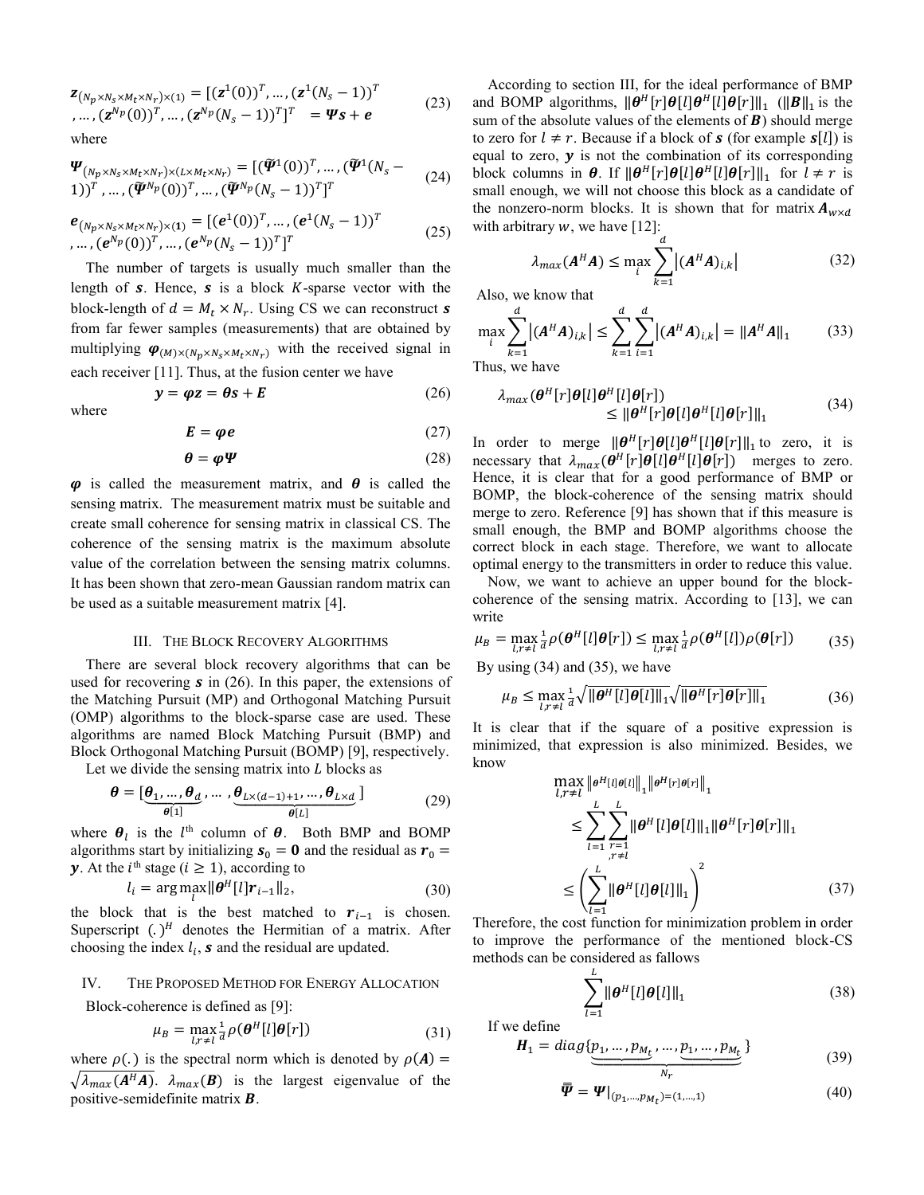$$\boldsymbol{z}_{(N_p \times N_s \times M_t \times N_r)\times(1)} = [(\boldsymbol{z}^1(0))^T, \dots, (\boldsymbol{z}^1(N_s-1))^T, \dots, (\boldsymbol{z}^{N_p}(0))^T, \dots, (\boldsymbol{z}^{N_p}(N_s-1))^T]^T \quad = \boldsymbol{\Psi s} + \boldsymbol{e} \tag{23}$$

where

$$\boldsymbol{\Psi}_{(N_p \times N_s \times M_t \times N_r)\times(L \times M_t \times N_r)} = [(\widetilde{\boldsymbol{\Psi}}^1(0))^T, \dots, (\widetilde{\boldsymbol{\Psi}}^1(N_s-1))^T, \dots, (\widetilde{\boldsymbol{\Psi}}^{N_p}(0))^T, \dots, (\widetilde{\boldsymbol{\Psi}}^{N_p}(N_s-1))^T]^T \tag{24}$$

$$\boldsymbol{e}_{(N_p \times N_s \times M_t \times N_r)\times(1)} = [(\boldsymbol{e}^1(0))^T, \dots, (\boldsymbol{e}^1(N_s-1))^T, \dots, (\boldsymbol{e}^{N_p}(0))^T, \dots, (\boldsymbol{e}^{N_p}(N_s-1))^T]^T \tag{25}$$

The number of targets is usually much smaller than the length of $\boldsymbol{s}$. Hence, $\boldsymbol{s}$ is a block $K$-sparse vector with the block-length of $d = M_t \times N_r$. Using CS we can reconstruct $\boldsymbol{s}$ from far fewer samples (measurements) that are obtained by multiplying $\boldsymbol{\varphi}_{(M)\times(N_p \times N_s \times M_t \times N_r)}$ with the received signal in each receiver [11]. Thus, at the fusion center we have

$$\boldsymbol{y} = \boldsymbol{\varphi z} = \boldsymbol{\theta s} + \boldsymbol{E} \tag{26}$$

where

$$\boldsymbol{E} = \boldsymbol{\varphi e} \tag{27}$$

$$\boldsymbol{\theta} = \boldsymbol{\varphi \Psi} \tag{28}$$

$\boldsymbol{\varphi}$ is called the measurement matrix, and $\boldsymbol{\theta}$ is called the sensing matrix. The measurement matrix must be suitable and create small coherence for sensing matrix in classical CS. The coherence of the sensing matrix is the maximum absolute value of the correlation between the sensing matrix columns. It has been shown that zero-mean Gaussian random matrix can be used as a suitable measurement matrix [4].

## III. The Block Recovery Algorithms

There are several block recovery algorithms that can be used for recovering $\boldsymbol{s}$ in (26). In this paper, the extensions of the Matching Pursuit (MP) and Orthogonal Matching Pursuit (OMP) algorithms to the block-sparse case are used. These algorithms are named Block Matching Pursuit (BMP) and Block Orthogonal Matching Pursuit (BOMP) [9], respectively.

Let we divide the sensing matrix into $L$ blocks as

$$\boldsymbol{\theta} = [\underbrace{\boldsymbol{\theta}_1, \dots, \boldsymbol{\theta}_d}_{\boldsymbol{\theta}[1]}, \dots, \underbrace{\boldsymbol{\theta}_{L\times(d-1)+1}, \dots, \boldsymbol{\theta}_{L\times d}}_{\boldsymbol{\theta}[L]}] \tag{29}$$

where $\boldsymbol{\theta}_l$ is the $l^{\text{th}}$ column of $\boldsymbol{\theta}$. Both BMP and BOMP algorithms start by initializing $\boldsymbol{s}_0 = \boldsymbol{0}$ and the residual as $\boldsymbol{r}_0 = \boldsymbol{y}$. At the $i^{\text{th}}$ stage ($i \geq 1$), according to

$$l_i = \arg\max_l \|\boldsymbol{\theta}^H[l]\boldsymbol{r}_{i-1}\|_2, \tag{30}$$

the block that is the best matched to $\boldsymbol{r}_{i-1}$ is chosen. Superscript $(.)^H$ denotes the Hermitian of a matrix. After choosing the index $l_i$, $\boldsymbol{s}$ and the residual are updated.

## IV. The Proposed Method for Energy Allocation

Block-coherence is defined as [9]:

$$\mu_B = \max_{l,r\neq l} \tfrac{1}{d}\rho(\boldsymbol{\theta}^H[l]\boldsymbol{\theta}[r]) \tag{31}$$

where $\rho(.)$ is the spectral norm which is denoted by $\rho(\boldsymbol{A}) = \sqrt{\lambda_{max}(\boldsymbol{A}^H\boldsymbol{A})}$. $\lambda_{max}(\boldsymbol{B})$ is the largest eigenvalue of the positive-semidefinite matrix $\boldsymbol{B}$.

According to section III, for the ideal performance of BMP and BOMP algorithms, $\|\boldsymbol{\theta}^H[r]\boldsymbol{\theta}[l]\boldsymbol{\theta}^H[l]\boldsymbol{\theta}[r]\|_1$ ($\|\boldsymbol{B}\|_1$ is the sum of the absolute values of the elements of $\boldsymbol{B}$) should merge to zero for $l \neq r$. Because if a block of $\boldsymbol{s}$ (for example $\boldsymbol{s}[l]$) is equal to zero, $\boldsymbol{y}$ is not the combination of its corresponding block columns in $\boldsymbol{\theta}$. If $\|\boldsymbol{\theta}^H[r]\boldsymbol{\theta}[l]\boldsymbol{\theta}^H[l]\boldsymbol{\theta}[r]\|_1$ for $l \neq r$ is small enough, we will not choose this block as a candidate of the nonzero-norm blocks. It is shown that for matrix $\boldsymbol{A}_{w\times d}$ with arbitrary $w$, we have [12]:

$$\lambda_{max}(\boldsymbol{A}^H\boldsymbol{A}) \leq \max_i \sum_{k=1}^{d} |(\boldsymbol{A}^H\boldsymbol{A})_{i,k}| \tag{32}$$

Also, we know that

$$\max_i \sum_{k=1}^{d} |(\boldsymbol{A}^H\boldsymbol{A})_{i,k}| \leq \sum_{k=1}^{d}\sum_{i=1}^{d} |(\boldsymbol{A}^H\boldsymbol{A})_{i,k}| = \|\boldsymbol{A}^H\boldsymbol{A}\|_1 \tag{33}$$

Thus, we have

$$\lambda_{max}(\boldsymbol{\theta}^H[r]\boldsymbol{\theta}[l]\boldsymbol{\theta}^H[l]\boldsymbol{\theta}[r]) \leq \|\boldsymbol{\theta}^H[r]\boldsymbol{\theta}[l]\boldsymbol{\theta}^H[l]\boldsymbol{\theta}[r]\|_1 \tag{34}$$

In order to merge $\|\boldsymbol{\theta}^H[r]\boldsymbol{\theta}[l]\boldsymbol{\theta}^H[l]\boldsymbol{\theta}[r]\|_1$ to zero, it is necessary that $\lambda_{max}(\boldsymbol{\theta}^H[r]\boldsymbol{\theta}[l]\boldsymbol{\theta}^H[l]\boldsymbol{\theta}[r])$ merges to zero. Hence, it is clear that for a good performance of BMP or BOMP, the block-coherence of the sensing matrix should merge to zero. Reference [9] has shown that if this measure is small enough, the BMP and BOMP algorithms choose the correct block in each stage. Therefore, we want to allocate optimal energy to the transmitters in order to reduce this value.

Now, we want to achieve an upper bound for the block-coherence of the sensing matrix. According to [13], we can write

$$\mu_B = \max_{l,r\neq l} \tfrac{1}{d}\rho(\boldsymbol{\theta}^H[l]\boldsymbol{\theta}[r]) \leq \max_{l,r\neq l} \tfrac{1}{d}\rho(\boldsymbol{\theta}^H[l])\rho(\boldsymbol{\theta}[r]) \tag{35}$$

By using (34) and (35), we have

$$\mu_B \leq \max_{l,r\neq l} \tfrac{1}{d}\sqrt{\|\boldsymbol{\theta}^H[l]\boldsymbol{\theta}[l]\|_1}\sqrt{\|\boldsymbol{\theta}^H[r]\boldsymbol{\theta}[r]\|_1} \tag{36}$$

It is clear that if the square of a positive expression is minimized, that expression is also minimized. Besides, we know

$$\max_{l,r\neq l} \|\boldsymbol{\theta}^H[l]\boldsymbol{\theta}[l]\|_1 \|\boldsymbol{\theta}^H[r]\boldsymbol{\theta}[r]\|_1 \leq \sum_{l=1}^{L}\sum_{\substack{r=1\\ r\neq l}}^{L} \|\boldsymbol{\theta}^H[l]\boldsymbol{\theta}[l]\|_1 \|\boldsymbol{\theta}^H[r]\boldsymbol{\theta}[r]\|_1 \leq \left(\sum_{l=1}^{L}\|\boldsymbol{\theta}^H[l]\boldsymbol{\theta}[l]\|_1\right)^2 \tag{37}$$

Therefore, the cost function for minimization problem in order to improve the performance of the mentioned block-CS methods can be considered as fallows

$$\sum_{l=1}^{L}\|\boldsymbol{\theta}^H[l]\boldsymbol{\theta}[l]\|_1 \tag{38}$$

If we define

$$\boldsymbol{H}_1 = diag\{\underbrace{p_1, \dots, p_{M_t}, \dots, p_1, \dots, p_{M_t}}_{N_r}\} \tag{39}$$

$$\overline{\overline{\boldsymbol{\Psi}}} = \boldsymbol{\Psi}|_{(p_1,\dots,p_{M_t})=(1,\dots,1)} \tag{40}$$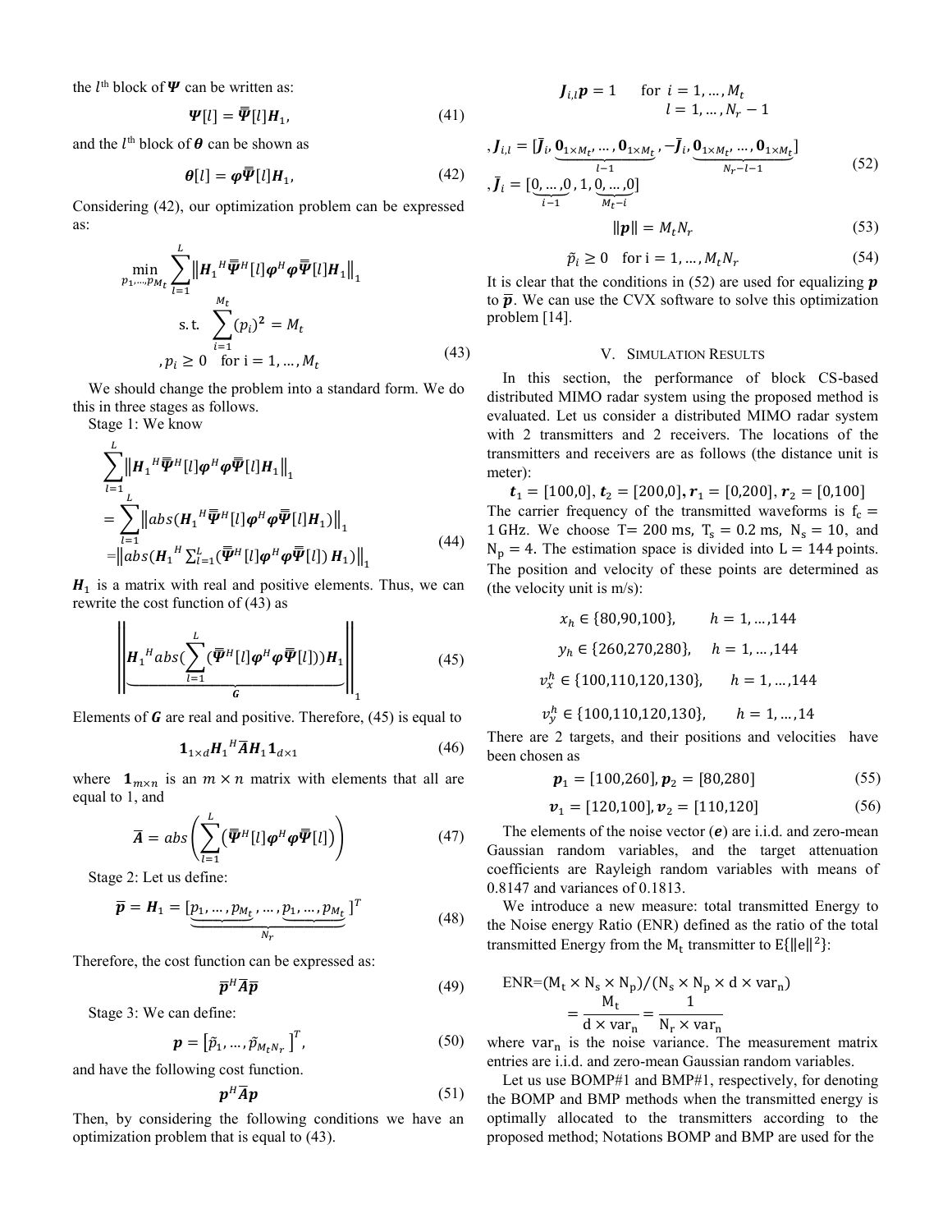the $l^{\text{th}}$ block of $\boldsymbol{\Psi}$ can be written as:

$$\boldsymbol{\Psi}[l] = \overline{\overline{\boldsymbol{\Psi}}}[l]\boldsymbol{H}_1, \tag{41}$$

and the $l^{\text{th}}$ block of $\boldsymbol{\theta}$ can be shown as

$$\boldsymbol{\theta}[l] = \boldsymbol{\varphi}\overline{\overline{\boldsymbol{\Psi}}}[l]\boldsymbol{H}_1, \tag{42}$$

Considering (42), our optimization problem can be expressed as:

$$\begin{aligned} \min_{p_1,\dots,p_{M_t}} \sum_{l=1}^{L} \left\| {\boldsymbol{H}_1}^H \overline{\overline{\boldsymbol{\Psi}}}^H[l]\boldsymbol{\varphi}^H\boldsymbol{\varphi}\overline{\overline{\boldsymbol{\Psi}}}[l]\boldsymbol{H}_1 \right\|_1 \\ \text{s.t.} \sum_{i=1}^{M_t}(p_i)^2 = M_t \\ , p_i \geq 0 \quad \text{for i} = 1, \dots, M_t \end{aligned} \tag{43}$$

We should change the problem into a standard form. We do this in three stages as follows.

Stage 1: We know

$$\begin{aligned} &\sum_{l=1}^{L} \left\| {\boldsymbol{H}_1}^H \overline{\overline{\boldsymbol{\Psi}}}^H[l]\boldsymbol{\varphi}^H\boldsymbol{\varphi}\overline{\overline{\boldsymbol{\Psi}}}[l]\boldsymbol{H}_1 \right\|_1 \\ &= \sum_{l=1}^{L} \left\| abs({\boldsymbol{H}_1}^H \overline{\overline{\boldsymbol{\Psi}}}^H[l]\boldsymbol{\varphi}^H\boldsymbol{\varphi}\overline{\overline{\boldsymbol{\Psi}}}[l]\boldsymbol{H}_1) \right\|_1 \\ &= \left\| abs({\boldsymbol{H}_1}^H \textstyle\sum_{l=1}^{L}(\overline{\overline{\boldsymbol{\Psi}}}^H[l]\boldsymbol{\varphi}^H\boldsymbol{\varphi}\overline{\overline{\boldsymbol{\Psi}}}[l])\,\boldsymbol{H}_1) \right\|_1 \end{aligned} \tag{44}$$

$\boldsymbol{H}_1$ is a matrix with real and positive elements. Thus, we can rewrite the cost function of (43) as

$$\left\| \underbrace{{\boldsymbol{H}_1}^H abs(\sum_{l=1}^{L}(\overline{\overline{\boldsymbol{\Psi}}}^H[l]\boldsymbol{\varphi}^H\boldsymbol{\varphi}\overline{\overline{\boldsymbol{\Psi}}}[l]))\boldsymbol{H}_1}_{\boldsymbol{G}} \right\|_1 \tag{45}$$

Elements of $\boldsymbol{G}$ are real and positive. Therefore, (45) is equal to

$$\mathbf{1}_{1\times d}{\boldsymbol{H}_1}^H\overline{\boldsymbol{A}}\boldsymbol{H}_1\mathbf{1}_{d\times 1} \tag{46}$$

where $\mathbf{1}_{m\times n}$ is an $m \times n$ matrix with elements that all are equal to 1, and

$$\overline{\boldsymbol{A}} = abs\left(\sum_{l=1}^{L}\left(\overline{\overline{\boldsymbol{\Psi}}}^H[l]\boldsymbol{\varphi}^H\boldsymbol{\varphi}\overline{\overline{\boldsymbol{\Psi}}}[l]\right)\right) \tag{47}$$

Stage 2: Let us define:

$$\overline{\boldsymbol{p}} = \boldsymbol{H}_1 = [\underbrace{p_1,\dots,p_{M_t},\dots,p_1,\dots,p_{M_t}}_{N_r}]^T \tag{48}$$

Therefore, the cost function can be expressed as:

$$\overline{\boldsymbol{p}}^H\overline{\boldsymbol{A}}\overline{\boldsymbol{p}} \tag{49}$$

Stage 3: We can define:

$$\boldsymbol{p} = \left[\tilde{p}_1,\dots,\tilde{p}_{M_tN_r}\right]^T, \tag{50}$$

and have the following cost function.

$$\boldsymbol{p}^H\overline{\boldsymbol{A}}\boldsymbol{p} \tag{51}$$

Then, by considering the following conditions we have an optimization problem that is equal to (43).

$$\begin{aligned} &\boldsymbol{J}_{i,l}\boldsymbol{p} = 1 \quad \text{for } i = 1,\dots,M_t \\ &\qquad\qquad\qquad l = 1,\dots,N_r - 1 \\ &,\boldsymbol{J}_{i,l} = [\overline{\boldsymbol{J}}_i, \underbrace{\mathbf{0}_{1\times M_t},\dots,\mathbf{0}_{1\times M_t}}_{l-1}, -\overline{\boldsymbol{J}}_i, \underbrace{\mathbf{0}_{1\times M_t},\dots,\mathbf{0}_{1\times M_t}}_{N_r-l-1}] \\ &,\overline{\boldsymbol{J}}_i = [\underbrace{0,\dots,0}_{i-1}, 1, \underbrace{0,\dots,0}_{M_t-i}] \end{aligned} \tag{52}$$

$$\|\boldsymbol{p}\| = M_tN_r \tag{53}$$

$$\tilde{p}_i \geq 0 \quad \text{for i} = 1,\dots,M_tN_r \tag{54}$$

It is clear that the conditions in (52) are used for equalizing $\boldsymbol{p}$ to $\overline{\boldsymbol{p}}$. We can use the CVX software to solve this optimization problem [14].

## V. Simulation Results

In this section, the performance of block CS-based distributed MIMO radar system using the proposed method is evaluated. Let us consider a distributed MIMO radar system with 2 transmitters and 2 receivers. The locations of the transmitters and receivers are as follows (the distance unit is meter):

$$\boldsymbol{t}_1 = [100,0],\ \boldsymbol{t}_2 = [200,0],\ \boldsymbol{r}_1 = [0,200],\ \boldsymbol{r}_2 = [0,100]$$

The carrier frequency of the transmitted waveforms is $f_c = 1$ GHz. We choose T= 200 ms, $T_s = 0.2$ ms, $N_s = 10$, and $N_p = 4$. The estimation space is divided into L = 144 points. The position and velocity of these points are determined as (the velocity unit is m/s):

$$x_h \in \{80,90,100\}, \qquad h = 1,\dots,144$$

$$y_h \in \{260,270,280\}, \quad h = 1,\dots,144$$

$$v_x^h \in \{100,110,120,130\}, \quad h = 1,\dots,144$$

$$v_y^h \in \{100,110,120,130\}, \quad h = 1,\dots,14$$

There are 2 targets, and their positions and velocities have been chosen as

$$\boldsymbol{p}_1 = [100,260], \boldsymbol{p}_2 = [80,280] \tag{55}$$

$$\boldsymbol{v}_1 = [120,100], \boldsymbol{v}_2 = [110,120] \tag{56}$$

The elements of the noise vector ($\boldsymbol{e}$) are i.i.d. and zero-mean Gaussian random variables, and the target attenuation coefficients are Rayleigh random variables with means of 0.8147 and variances of 0.1813.

We introduce a new measure: total transmitted Energy to the Noise energy Ratio (ENR) defined as the ratio of the total transmitted Energy from the $M_t$ transmitter to $E\{\|e\|^2\}$:

$$\begin{aligned} \text{ENR} &= (M_t \times N_s \times N_p)/(N_s \times N_p \times d \times \text{var}_n) \\ &= \frac{M_t}{d \times \text{var}_n} = \frac{1}{N_r \times \text{var}_n} \end{aligned}$$

where $\text{var}_n$ is the noise variance. The measurement matrix entries are i.i.d. and zero-mean Gaussian random variables.

Let us use BOMP#1 and BMP#1, respectively, for denoting the BOMP and BMP methods when the transmitted energy is optimally allocated to the transmitters according to the proposed method; Notations BOMP and BMP are used for the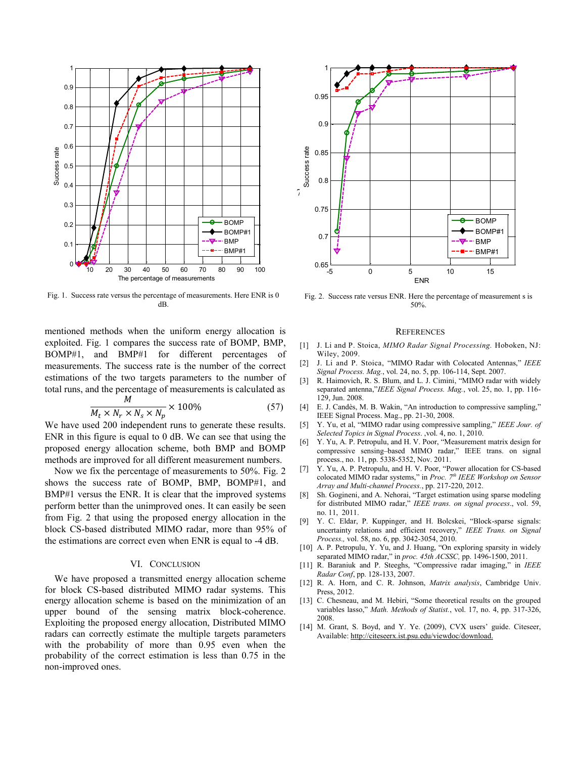1
0.9
0.8
0.7
0.6
0.5
0.4
0.3
0.2
0.1
0
Success rate
10 20 30 40 50 60 70 80 90 100
The percentage of measurements
BOMP
BOMP#1
BMP
BMP#1

Fig. 1. Success rate versus the percentage of measurements. Here ENR is 0 dB.

1
0.95
0.9
0.85
0.8
0.75
0.7
0.65
Success rate
-5 0 5 10 15
ENR
BOMP
BOMP#1
BMP
BMP#1

Fig. 2. Success rate versus ENR. Here the percentage of measurement s is 50%.

mentioned methods when the uniform energy allocation is exploited. Fig. 1 compares the success rate of BOMP, BMP, BOMP#1, and BMP#1 for different percentages of measurements. The success rate is the number of the correct estimations of the two targets parameters to the number of total runs, and the percentage of measurements is calculated as

$$\frac{M}{M_t \times N_r \times N_s \times N_p} \times 100\% \tag{57}$$

We have used 200 independent runs to generate these results. ENR in this figure is equal to 0 dB. We can see that using the proposed energy allocation scheme, both BMP and BOMP methods are improved for all different measurement numbers.

Now we fix the percentage of measurements to 50%. Fig. 2 shows the success rate of BOMP, BMP, BOMP#1, and BMP#1 versus the ENR. It is clear that the improved systems perform better than the unimproved ones. It can easily be seen from Fig. 2 that using the proposed energy allocation in the block CS-based distributed MIMO radar, more than 95% of the estimations are correct even when ENR is equal to -4 dB.

## VI. Conclusion

We have proposed a transmitted energy allocation scheme for block CS-based distributed MIMO radar systems. This energy allocation scheme is based on the minimization of an upper bound of the sensing matrix block-coherence. Exploiting the proposed energy allocation, Distributed MIMO radars can correctly estimate the multiple targets parameters with the probability of more than 0.95 even when the probability of the correct estimation is less than 0.75 in the non-improved ones.

## References

[1] J. Li and P. Stoica, *MIMO Radar Signal Processing.* Hoboken, NJ: Wiley, 2009.

[2] J. Li and P. Stoica, "MIMO Radar with Colocated Antennas," *IEEE Signal Process. Mag.*, vol. 24, no. 5, pp. 106-114, Sept. 2007.

[3] R. Haimovich, R. S. Blum, and L. J. Cimini, "MIMO radar with widely separated antenna,"*IEEE Signal Process. Mag.*, vol. 25, no. 1, pp. 116-129, Jun. 2008.

[4] E. J. Candès, M. B. Wakin, "An introduction to compressive sampling," IEEE Signal Process. Mag., pp. 21-30, 2008.

[5] Y. Yu, et al, "MIMO radar using compressive sampling," *IEEE Jour. of Selected Topics in Signal Process.* ,vol. 4, no. 1, 2010.

[6] Y. Yu, A. P. Petropulu, and H. V. Poor, "Measurement matrix design for compressive sensing–based MIMO radar," IEEE trans. on signal process., no. 11, pp. 5338-5352, Nov. 2011.

[7] Y. Yu, A. P. Petropulu, and H. V. Poor, "Power allocation for CS-based colocated MIMO radar systems," in *Proc. 7th IEEE Workshop on Sensor Array and Multi-channel Process.*, pp. 217-220, 2012.

[8] Sh. Gogineni, and A. Nehorai, "Target estimation using sparse modeling for distributed MIMO radar," *IEEE trans. on signal process*., vol. 59, no. 11, 2011.

[9] Y. C. Eldar, P. Kuppinger, and H. Bolcskei, "Block-sparse signals: uncertainty relations and efficient recovery," *IEEE Trans. on Signal Process.,* vol. 58, no. 6, pp. 3042-3054, 2010.

[10] A. P. Petropulu, Y. Yu, and J. Huang, "On exploring sparsity in widely separated MIMO radar," in *proc. 45th ACSSC,* pp. 1496-1500, 2011.

[11] R. Baraniuk and P. Steeghs, "Compressive radar imaging," in *IEEE Radar Conf*, pp. 128-133, 2007.

[12] R. A. Horn, and C. R. Johnson, *Matrix analysis*, Cambridge Univ. Press, 2012.

[13] C. Chesneau, and M. Hebiri, "Some theoretical results on the grouped variables lasso," *Math. Methods of Statist.*, vol. 17, no. 4, pp. 317-326, 2008.

[14] M. Grant, S. Boyd, and Y. Ye. (2009), CVX users' guide. Citeseer, Available: http://citeseerx.ist.psu.edu/viewdoc/download.